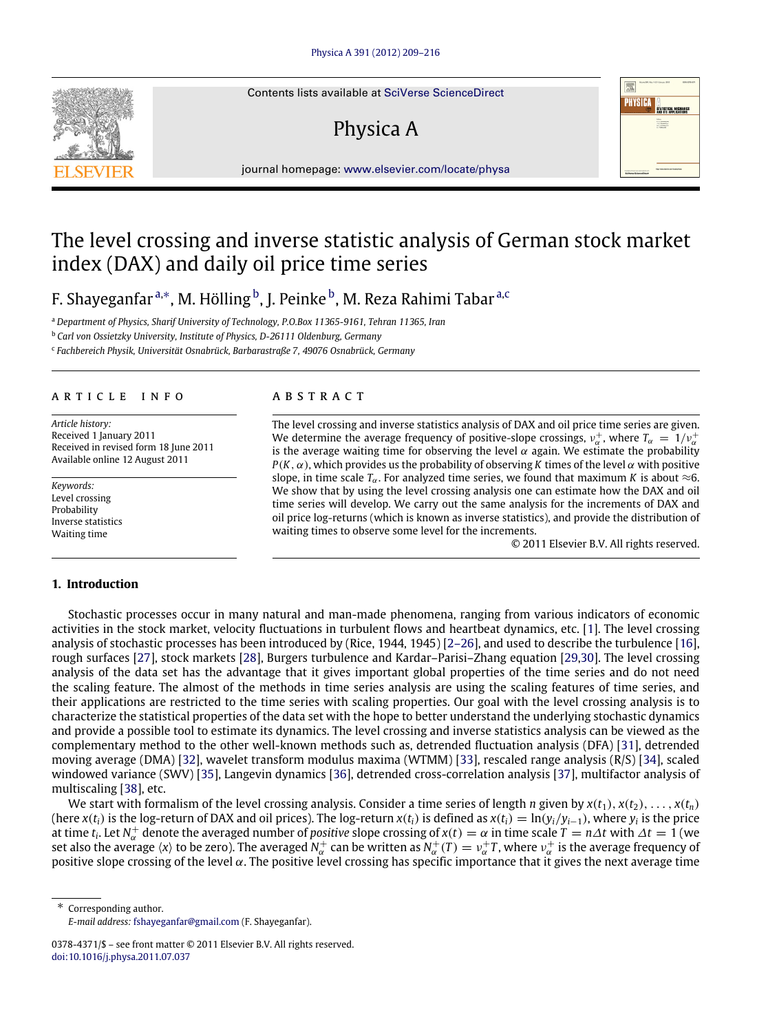# The level crossing and inverse statistic analysis of German stock market index (DAX) and daily oil price time series

F. Shayeganfar [a,*], M. Hölling [b], J. Peinke [b], M. Reza Rahimi Tabar [a,c]

[a] *Department of Physics, Sharif University of Technology, P.O.Box 11365-9161, Tehran 11365, Iran*

[b] *Carl von Ossietzky University, Institute of Physics, D-26111 Oldenburg, Germany*

[c] *Fachbereich Physik, Universität Osnabrück, Barbarastraße 7, 49076 Osnabrück, Germany*

## ARTICLE INFO

*Article history:*
Received 1 January 2011
Received in revised form 18 June 2011
Available online 12 August 2011

*Keywords:*
Level crossing
Probability
Inverse statistics
Waiting time

## ABSTRACT

The level crossing and inverse statistics analysis of DAX and oil price time series are given. We determine the average frequency of positive-slope crossings, $\nu_\alpha^+$, where $T_\alpha = 1/\nu_\alpha^+$ is the average waiting time for observing the level $\alpha$ again. We estimate the probability $P(K, \alpha)$, which provides us the probability of observing $K$ times of the level $\alpha$ with positive slope, in time scale $T_\alpha$. For analyzed time series, we found that maximum $K$ is about $\approx 6$. We show that by using the level crossing analysis one can estimate how the DAX and oil time series will develop. We carry out the same analysis for the increments of DAX and oil price log-returns (which is known as inverse statistics), and provide the distribution of waiting times to observe some level for the increments.

© 2011 Elsevier B.V. All rights reserved.

## 1. Introduction

Stochastic processes occur in many natural and man-made phenomena, ranging from various indicators of economic activities in the stock market, velocity fluctuations in turbulent flows and heartbeat dynamics, etc. [1]. The level crossing analysis of stochastic processes has been introduced by (Rice, 1944, 1945) [2–26], and used to describe the turbulence [16], rough surfaces [27], stock markets [28], Burgers turbulence and Kardar–Parisi–Zhang equation [29,30]. The level crossing analysis of the data set has the advantage that it gives important global properties of the time series and do not need the scaling feature. The almost of the methods in time series analysis are using the scaling features of time series, and their applications are restricted to the time series with scaling properties. Our goal with the level crossing analysis is to characterize the statistical properties of the data set with the hope to better understand the underlying stochastic dynamics and provide a possible tool to estimate its dynamics. The level crossing and inverse statistics analysis can be viewed as the complementary method to the other well-known methods such as, detrended fluctuation analysis (DFA) [31], detrended moving average (DMA) [32], wavelet transform modulus maxima (WTMM) [33], rescaled range analysis (R/S) [34], scaled windowed variance (SWV) [35], Langevin dynamics [36], detrended cross-correlation analysis [37], multifactor analysis of multiscaling [38], etc.

We start with formalism of the level crossing analysis. Consider a time series of length $n$ given by $x(t_1), x(t_2), \ldots, x(t_n)$ (here $x(t_i)$ is the log-return of DAX and oil prices). The log-return $x(t_i)$ is defined as $x(t_i) = \ln(y_i/y_{i-1})$, where $y_i$ is the price at time $t_i$. Let $N_\alpha^+$ denote the averaged number of *positive* slope crossing of $x(t) = \alpha$ in time scale $T = n\Delta t$ with $\Delta t = 1$ (we set also the average $\langle x \rangle$ to be zero). The averaged $N_\alpha^+$ can be written as $N_\alpha^+(T) = \nu_\alpha^+ T$, where $\nu_\alpha^+$ is the average frequency of positive slope crossing of the level $\alpha$. The positive level crossing has specific importance that it gives the next average time

\* Corresponding author.
*E-mail address:* fshayeganfar@gmail.com (F. Shayeganfar).

0378-4371/$ – see front matter © 2011 Elsevier B.V. All rights reserved.
doi:10.1016/j.physa.2011.07.037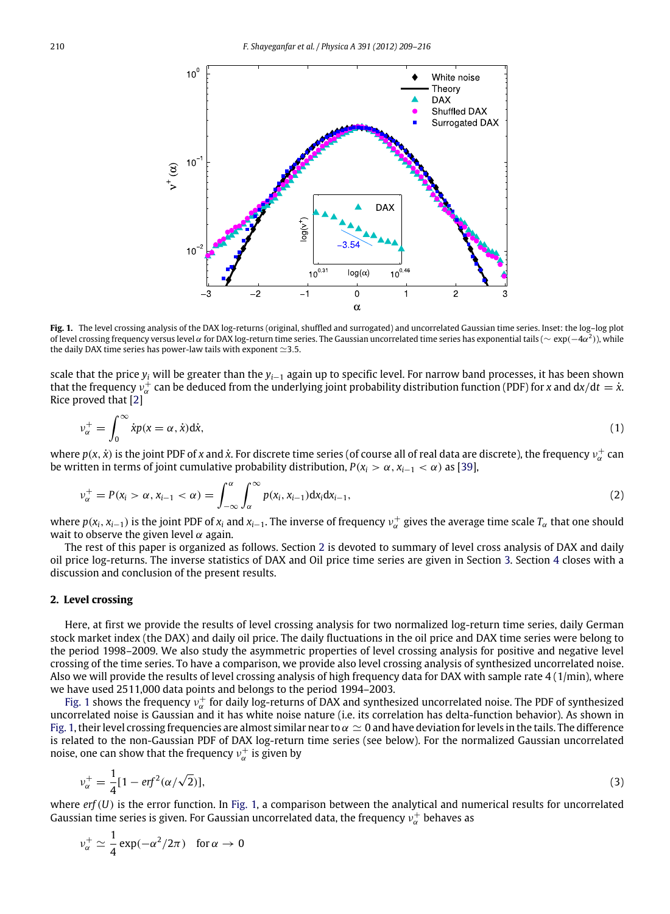**Fig. 1.** The level crossing analysis of the DAX log-returns (original, shuffled and surrogated) and uncorrelated Gaussian time series. Inset: the log–log plot of level crossing frequency versus level $\alpha$ for DAX log-return time series. The Gaussian uncorrelated time series has exponential tails ($\sim \exp(-4\alpha^2)$), while the daily DAX time series has power-law tails with exponent $\simeq 3.5$.

scale that the price $y_i$ will be greater than the $y_{i-1}$ again up to specific level. For narrow band processes, it has been shown that the frequency $\nu_\alpha^+$ can be deduced from the underlying joint probability distribution function (PDF) for $x$ and $dx/dt = \dot{x}$. Rice proved that [2]

$$\nu_\alpha^+ = \int_0^\infty \dot{x} p(x = \alpha, \dot{x}) d\dot{x}, \tag{1}$$

where $p(x, \dot{x})$ is the joint PDF of $x$ and $\dot{x}$. For discrete time series (of course all of real data are discrete), the frequency $\nu_\alpha^+$ can be written in terms of joint cumulative probability distribution, $P(x_i > \alpha, x_{i-1} < \alpha)$ as [39],

$$\nu_\alpha^+ = P(x_i > \alpha, x_{i-1} < \alpha) = \int_{-\infty}^{\alpha} \int_{\alpha}^{\infty} p(x_i, x_{i-1}) dx_i dx_{i-1}, \tag{2}$$

where $p(x_i, x_{i-1})$ is the joint PDF of $x_i$ and $x_{i-1}$. The inverse of frequency $\nu_\alpha^+$ gives the average time scale $T_\alpha$ that one should wait to observe the given level $\alpha$ again.

The rest of this paper is organized as follows. Section 2 is devoted to summary of level cross analysis of DAX and daily oil price log-returns. The inverse statistics of DAX and Oil price time series are given in Section 3. Section 4 closes with a discussion and conclusion of the present results.

## 2. Level crossing

Here, at first we provide the results of level crossing analysis for two normalized log-return time series, daily German stock market index (the DAX) and daily oil price. The daily fluctuations in the oil price and DAX time series were belong to the period 1998–2009. We also study the asymmetric properties of level crossing analysis for positive and negative level crossing of the time series. To have a comparison, we provide also level crossing analysis of synthesized uncorrelated noise. Also we will provide the results of level crossing analysis of high frequency data for DAX with sample rate 4 (1/min), where we have used 2511,000 data points and belongs to the period 1994–2003.

Fig. 1 shows the frequency $\nu_\alpha^+$ for daily log-returns of DAX and synthesized uncorrelated noise. The PDF of synthesized uncorrelated noise is Gaussian and it has white noise nature (i.e. its correlation has delta-function behavior). As shown in Fig. 1, their level crossing frequencies are almost similar near to $\alpha \simeq 0$ and have deviation for levels in the tails. The difference is related to the non-Gaussian PDF of DAX log-return time series (see below). For the normalized Gaussian uncorrelated noise, one can show that the frequency $\nu_\alpha^+$ is given by

$$\nu_\alpha^+ = \frac{1}{4}[1 - erf^2(\alpha/\sqrt{2})], \tag{3}$$

where $erf(U)$ is the error function. In Fig. 1, a comparison between the analytical and numerical results for uncorrelated Gaussian time series is given. For Gaussian uncorrelated data, the frequency $\nu_\alpha^+$ behaves as

$$\nu_\alpha^+ \simeq \frac{1}{4} \exp(-\alpha^2/2\pi) \quad \text{for } \alpha \to 0$$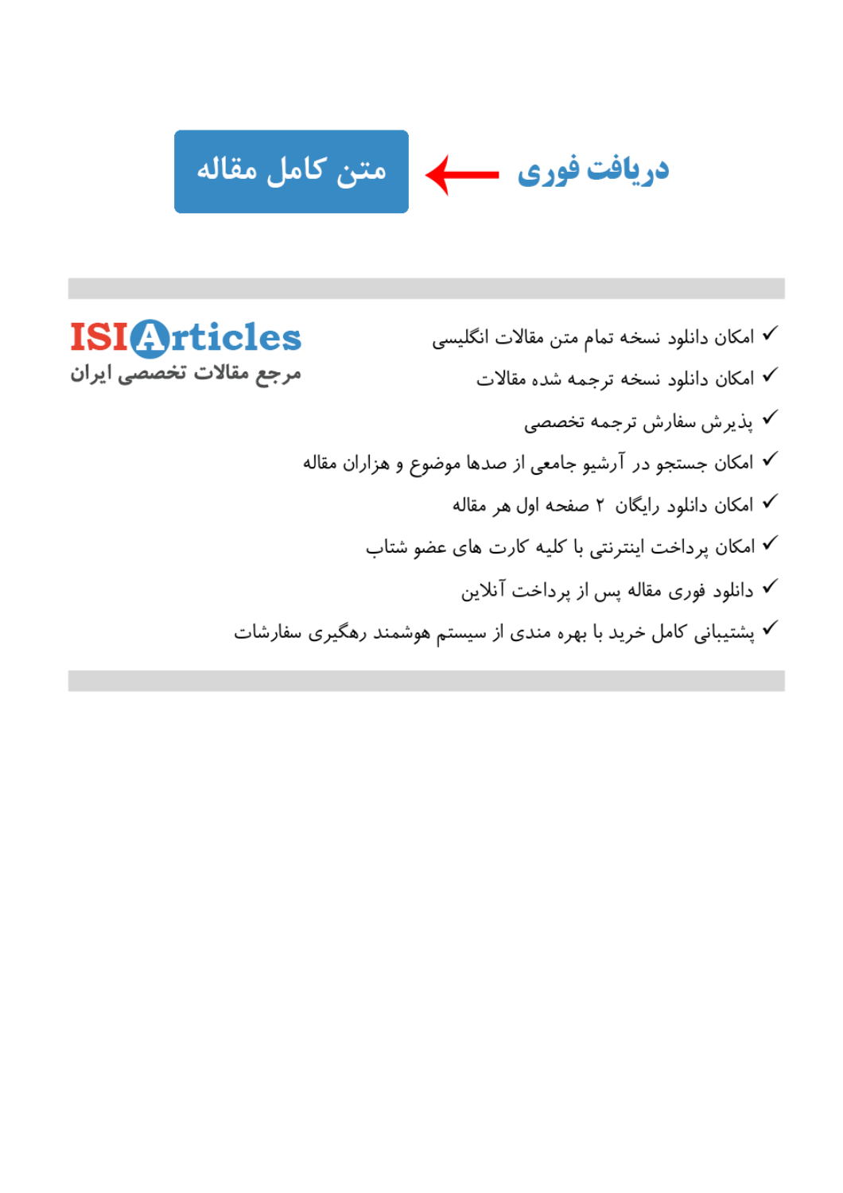**دریافت فوری** ← **متن کامل مقاله**

---

**ISIArticles**

**مرجع مقالات تخصصی ایران**

- ✓ امکان دانلود نسخه تمام متن مقالات انگلیسی
- ✓ امکان دانلود نسخه ترجمه شده مقالات
- ✓ پذیرش سفارش ترجمه تخصصی
- ✓ امکان جستجو در آرشیو جامعی از صدها موضوع و هزاران مقاله
- ✓ امکان دانلود رایگان ۲ صفحه اول هر مقاله
- ✓ امکان پرداخت اینترنتی با کلیه کارت های عضو شتاب
- ✓ دانلود فوری مقاله پس از پرداخت آنلاین
- ✓ پشتیبانی کامل خرید با بهره مندی از سیستم هوشمند رهگیری سفارشات

---